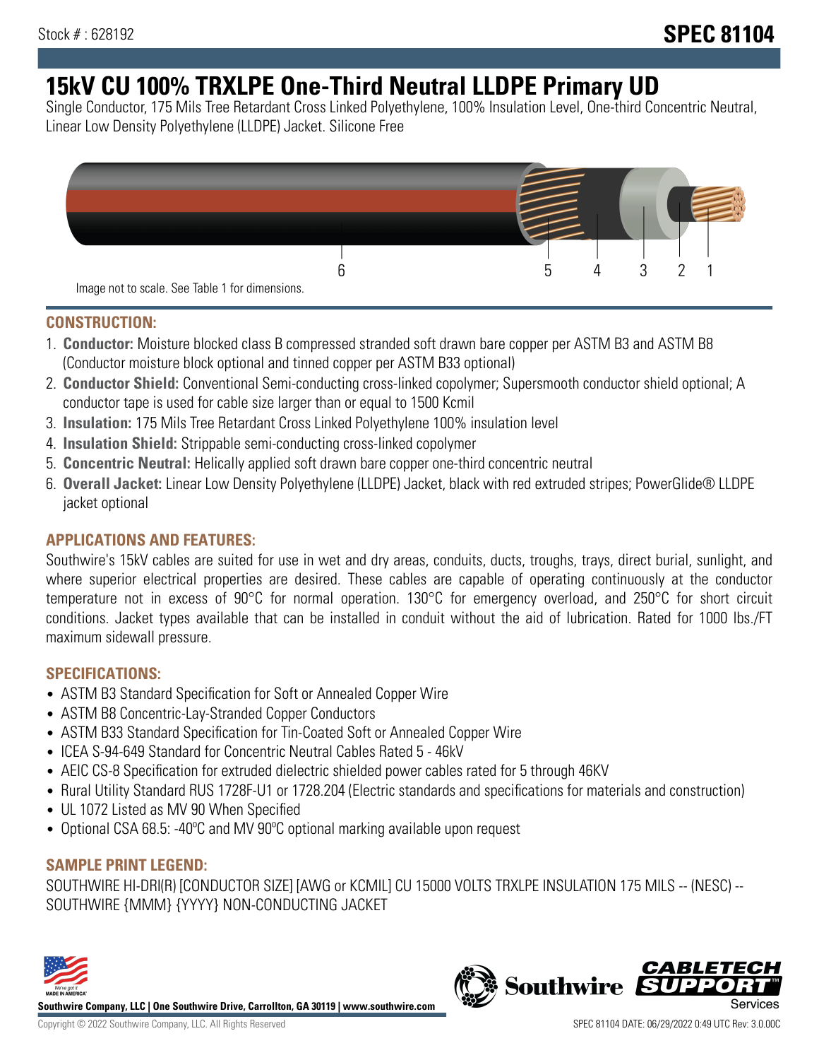Stock # : 628192

# SPEC 81104

# 15kV CU 100% TRXLPE One-Third Neutral LLDPE Primary UD

Single Conductor, 175 Mils Tree Retardant Cross Linked Polyethylene, 100% Insulation Level, One-third Concentric Neutral, Linear Low Density Polyethylene (LLDPE) Jacket. Silicone Free

Image not to scale. See Table 1 for dimensions.

## CONSTRUCTION:

1. **Conductor:** Moisture blocked class B compressed stranded soft drawn bare copper per ASTM B3 and ASTM B8 (Conductor moisture block optional and tinned copper per ASTM B33 optional)
2. **Conductor Shield:** Conventional Semi-conducting cross-linked copolymer; Supersmooth conductor shield optional; A conductor tape is used for cable size larger than or equal to 1500 Kcmil
3. **Insulation:** 175 Mils Tree Retardant Cross Linked Polyethylene 100% insulation level
4. **Insulation Shield:** Strippable semi-conducting cross-linked copolymer
5. **Concentric Neutral:** Helically applied soft drawn bare copper one-third concentric neutral
6. **Overall Jacket:** Linear Low Density Polyethylene (LLDPE) Jacket, black with red extruded stripes; PowerGlide® LLDPE jacket optional

## APPLICATIONS AND FEATURES:

Southwire's 15kV cables are suited for use in wet and dry areas, conduits, ducts, troughs, trays, direct burial, sunlight, and where superior electrical properties are desired. These cables are capable of operating continuously at the conductor temperature not in excess of 90°C for normal operation. 130°C for emergency overload, and 250°C for short circuit conditions. Jacket types available that can be installed in conduit without the aid of lubrication. Rated for 1000 lbs./FT maximum sidewall pressure.

## SPECIFICATIONS:

- ASTM B3 Standard Specification for Soft or Annealed Copper Wire
- ASTM B8 Concentric-Lay-Stranded Copper Conductors
- ASTM B33 Standard Specification for Tin-Coated Soft or Annealed Copper Wire
- ICEA S-94-649 Standard for Concentric Neutral Cables Rated 5 - 46kV
- AEIC CS-8 Specification for extruded dielectric shielded power cables rated for 5 through 46KV
- Rural Utility Standard RUS 1728F-U1 or 1728.204 (Electric standards and specifications for materials and construction)
- UL 1072 Listed as MV 90 When Specified
- Optional CSA 68.5: -40ºC and MV 90ºC optional marking available upon request

## SAMPLE PRINT LEGEND:

SOUTHWIRE HI-DRI(R) [CONDUCTOR SIZE] [AWG or KCMIL] CU 15000 VOLTS TRXLPE INSULATION 175 MILS -- (NESC) -- SOUTHWIRE {MMM} {YYYY} NON-CONDUCTING JACKET

**Southwire Company, LLC | One Southwire Drive, Carrollton, GA 30119 | www.southwire.com**

Copyright © 2022 Southwire Company, LLC. All Rights Reserved

SPEC 81104 DATE: 06/29/2022 0:49 UTC Rev: 3.0.00C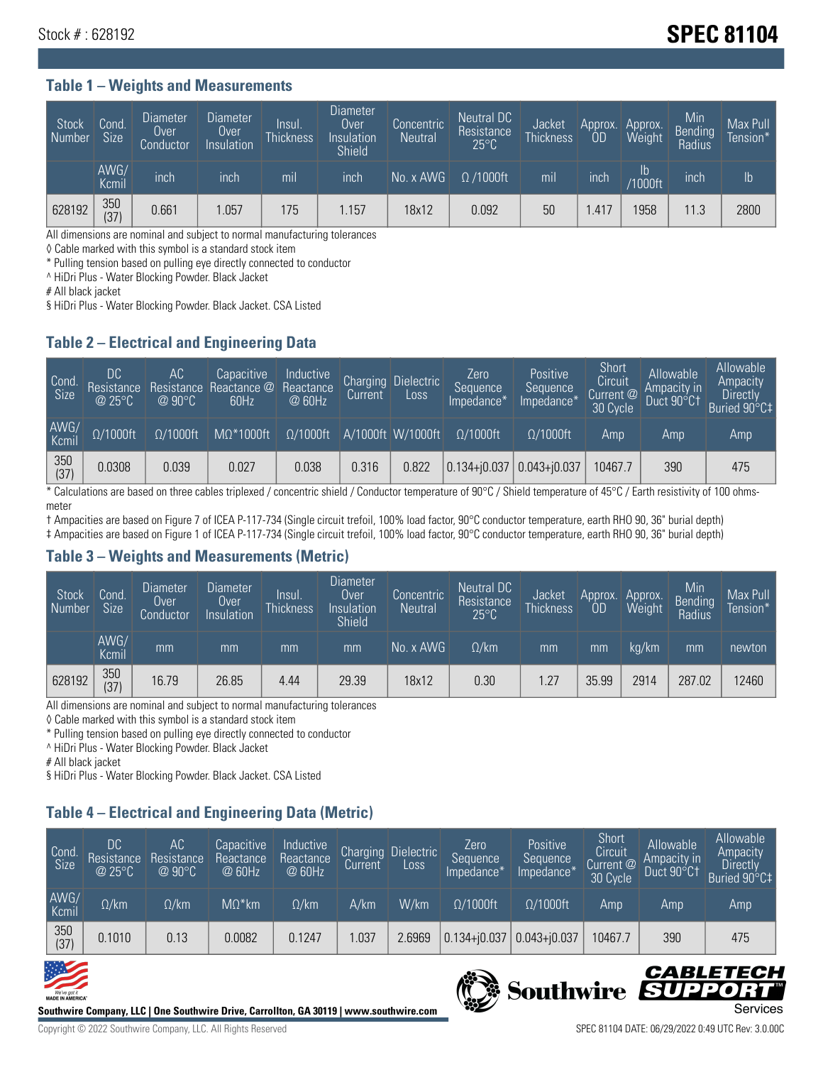Stock # : 628192

# SPEC 81104

## Table 1 – Weights and Measurements

| Stock Number | Cond. Size | Diameter Over Conductor | Diameter Over Insulation | Insul. Thickness | Diameter Over Insulation Shield | Concentric Neutral | Neutral DC Resistance 25°C | Jacket Thickness | Approx. OD | Approx. Weight | Min Bending Radius | Max Pull Tension* |
|---|---|---|---|---|---|---|---|---|---|---|---|---|
| | AWG/ Kcmil | inch | inch | mil | inch | No. x AWG | Ω /1000ft | mil | inch | lb /1000ft | inch | lb |
| 628192 | 350 (37) | 0.661 | 1.057 | 175 | 1.157 | 18x12 | 0.092 | 50 | 1.417 | 1958 | 11.3 | 2800 |

All dimensions are nominal and subject to normal manufacturing tolerances

◊ Cable marked with this symbol is a standard stock item

* Pulling tension based on pulling eye directly connected to conductor

^ HiDri Plus - Water Blocking Powder. Black Jacket

# All black jacket

§ HiDri Plus - Water Blocking Powder. Black Jacket. CSA Listed

## Table 2 – Electrical and Engineering Data

| Cond. Size | DC Resistance @ 25°C | AC Resistance @ 90°C | Capacitive Reactance @ 60Hz | Inductive Reactance @ 60Hz | Charging Current | Dielectric Loss | Zero Sequence Impedance* | Positive Sequence Impedance* | Short Circuit Current @ 30 Cycle | Allowable Ampacity in Duct 90°C† | Allowable Ampacity Directly Buried 90°C‡ |
|---|---|---|---|---|---|---|---|---|---|---|---|
| AWG/ Kcmil | Ω/1000ft | Ω/1000ft | MΩ*1000ft | Ω/1000ft | A/1000ft | W/1000ft | Ω/1000ft | Ω/1000ft | Amp | Amp | Amp |
| 350 (37) | 0.0308 | 0.039 | 0.027 | 0.038 | 0.316 | 0.822 | 0.134+j0.037 | 0.043+j0.037 | 10467.7 | 390 | 475 |

* Calculations are based on three cables triplexed / concentric shield / Conductor temperature of 90°C / Shield temperature of 45°C / Earth resistivity of 100 ohms-meter

† Ampacities are based on Figure 7 of ICEA P-117-734 (Single circuit trefoil, 100% load factor, 90°C conductor temperature, earth RHO 90, 36" burial depth)

‡ Ampacities are based on Figure 1 of ICEA P-117-734 (Single circuit trefoil, 100% load factor, 90°C conductor temperature, earth RHO 90, 36" burial depth)

## Table 3 – Weights and Measurements (Metric)

| Stock Number | Cond. Size | Diameter Over Conductor | Diameter Over Insulation | Insul. Thickness | Diameter Over Insulation Shield | Concentric Neutral | Neutral DC Resistance 25°C | Jacket Thickness | Approx. OD | Approx. Weight | Min Bending Radius | Max Pull Tension* |
|---|---|---|---|---|---|---|---|---|---|---|---|---|
| | AWG/ Kcmil | mm | mm | mm | mm | No. x AWG | Ω/km | mm | mm | kg/km | mm | newton |
| 628192 | 350 (37) | 16.79 | 26.85 | 4.44 | 29.39 | 18x12 | 0.30 | 1.27 | 35.99 | 2914 | 287.02 | 12460 |

All dimensions are nominal and subject to normal manufacturing tolerances

◊ Cable marked with this symbol is a standard stock item

* Pulling tension based on pulling eye directly connected to conductor

^ HiDri Plus - Water Blocking Powder. Black Jacket

# All black jacket

§ HiDri Plus - Water Blocking Powder. Black Jacket. CSA Listed

## Table 4 – Electrical and Engineering Data (Metric)

| Cond. Size | DC Resistance @ 25°C | AC Resistance @ 90°C | Capacitive Reactance @ 60Hz | Inductive Reactance @ 60Hz | Charging Current | Dielectric Loss | Zero Sequence Impedance* | Positive Sequence Impedance* | Short Circuit Current @ 30 Cycle | Allowable Ampacity in Duct 90°C† | Allowable Ampacity Directly Buried 90°C‡ |
|---|---|---|---|---|---|---|---|---|---|---|---|
| AWG/ Kcmil | Ω/km | Ω/km | MΩ*km | Ω/km | A/km | W/km | Ω/1000ft | Ω/1000ft | Amp | Amp | Amp |
| 350 (37) | 0.1010 | 0.13 | 0.0082 | 0.1247 | 1.037 | 2.6969 | 0.134+j0.037 | 0.043+j0.037 | 10467.7 | 390 | 475 |

Southwire Company, LLC | One Southwire Drive, Carrollton, GA 30119 | www.southwire.com

Copyright © 2022 Southwire Company, LLC. All Rights Reserved

SPEC 81104 DATE: 06/29/2022 0:49 UTC Rev: 3.0.00C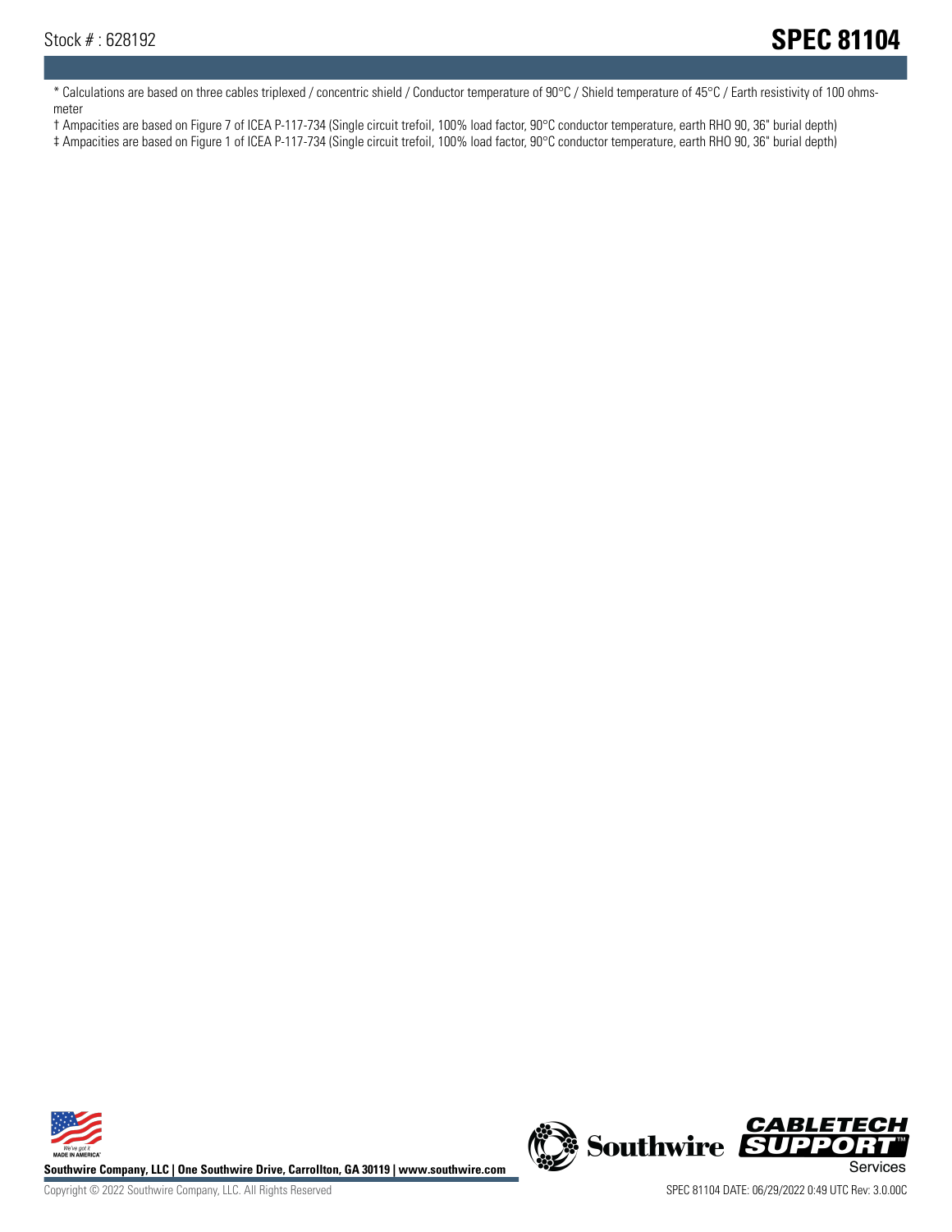* Calculations are based on three cables triplexed / concentric shield / Conductor temperature of 90°C / Shield temperature of 45°C / Earth resistivity of 100 ohms-meter

† Ampacities are based on Figure 7 of ICEA P-117-734 (Single circuit trefoil, 100% load factor, 90°C conductor temperature, earth RHO 90, 36" burial depth)

‡ Ampacities are based on Figure 1 of ICEA P-117-734 (Single circuit trefoil, 100% load factor, 90°C conductor temperature, earth RHO 90, 36" burial depth)